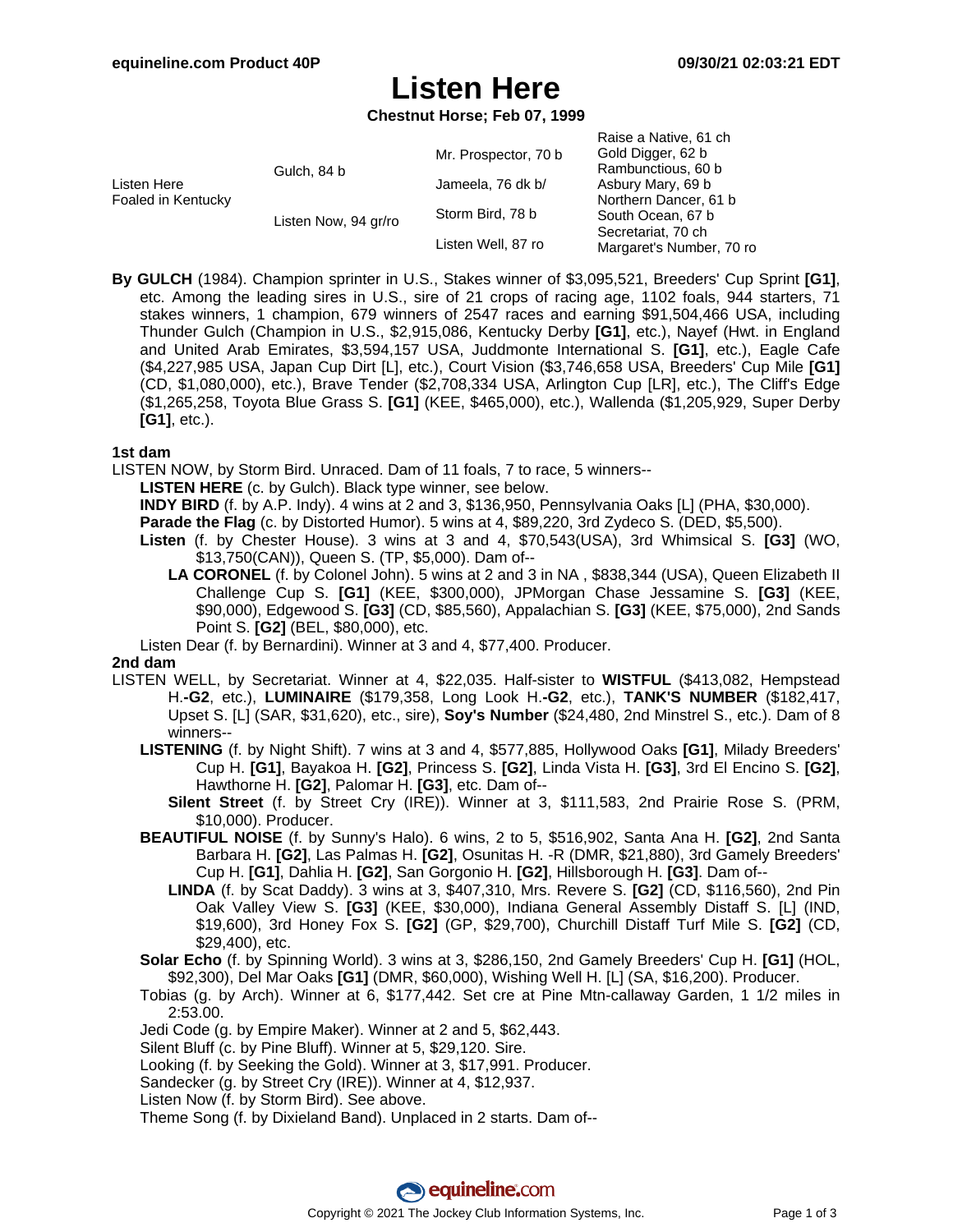# Listen Here

**Chestnut Horse; Feb 07, 1999**

| | | | |
|---|---|---|---|
| Listen Here<br>Foaled in Kentucky | Gulch, 84 b | Mr. Prospector, 70 b | Raise a Native, 61 ch<br>Gold Digger, 62 b |
| | | Jameela, 76 dk b/ | Rambunctious, 60 b<br>Asbury Mary, 69 b |
| | Listen Now, 94 gr/ro | Storm Bird, 78 b | Northern Dancer, 61 b<br>South Ocean, 67 b |
| | | Listen Well, 87 ro | Secretariat, 70 ch<br>Margaret's Number, 70 ro |

**By GULCH** (1984). Champion sprinter in U.S., Stakes winner of $3,095,521, Breeders' Cup Sprint **[G1]**, etc. Among the leading sires in U.S., sire of 21 crops of racing age, 1102 foals, 944 starters, 71 stakes winners, 1 champion, 679 winners of 2547 races and earning $91,504,466 USA, including Thunder Gulch (Champion in U.S., $2,915,086, Kentucky Derby **[G1]**, etc.), Nayef (Hwt. in England and United Arab Emirates, $3,594,157 USA, Juddmonte International S. **[G1]**, etc.), Eagle Cafe ($4,227,985 USA, Japan Cup Dirt [L], etc.), Court Vision ($3,746,658 USA, Breeders' Cup Mile **[G1]** (CD, $1,080,000), etc.), Brave Tender ($2,708,334 USA, Arlington Cup [LR], etc.), The Cliff's Edge ($1,265,258, Toyota Blue Grass S. **[G1]** (KEE, $465,000), etc.), Wallenda ($1,205,929, Super Derby **[G1]**, etc.).

**1st dam**

LISTEN NOW, by Storm Bird. Unraced. Dam of 11 foals, 7 to race, 5 winners--

- **LISTEN HERE** (c. by Gulch). Black type winner, see below.
- **INDY BIRD** (f. by A.P. Indy). 4 wins at 2 and 3, $136,950, Pennsylvania Oaks [L] (PHA, $30,000).
- **Parade the Flag** (c. by Distorted Humor). 5 wins at 4, $89,220, 3rd Zydeco S. (DED, $5,500).
- **Listen** (f. by Chester House). 3 wins at 3 and 4, $70,543(USA), 3rd Whimsical S. **[G3]** (WO, $13,750(CAN)), Queen S. (TP, $5,000). Dam of--
  - **LA CORONEL** (f. by Colonel John). 5 wins at 2 and 3 in NA , $838,344 (USA), Queen Elizabeth II Challenge Cup S. **[G1]** (KEE, $300,000), JPMorgan Chase Jessamine S. **[G3]** (KEE, $90,000), Edgewood S. **[G3]** (CD, $85,560), Appalachian S. **[G3]** (KEE, $75,000), 2nd Sands Point S. **[G2]** (BEL, $80,000), etc.
- Listen Dear (f. by Bernardini). Winner at 3 and 4, $77,400. Producer.

**2nd dam**

LISTEN WELL, by Secretariat. Winner at 4, $22,035. Half-sister to **WISTFUL** ($413,082, Hempstead H.**-G2**, etc.), **LUMINAIRE** ($179,358, Long Look H.**-G2**, etc.), **TANK'S NUMBER** ($182,417, Upset S. [L] (SAR, $31,620), etc., sire), **Soy's Number** ($24,480, 2nd Minstrel S., etc.). Dam of 8 winners--

- **LISTENING** (f. by Night Shift). 7 wins at 3 and 4, $577,885, Hollywood Oaks **[G1]**, Milady Breeders' Cup H. **[G1]**, Bayakoa H. **[G2]**, Princess S. **[G2]**, Linda Vista H. **[G3]**, 3rd El Encino S. **[G2]**, Hawthorne H. **[G2]**, Palomar H. **[G3]**, etc. Dam of--
  - **Silent Street** (f. by Street Cry (IRE)). Winner at 3, $111,583, 2nd Prairie Rose S. (PRM, $10,000). Producer.
- **BEAUTIFUL NOISE** (f. by Sunny's Halo). 6 wins, 2 to 5, $516,902, Santa Ana H. **[G2]**, 2nd Santa Barbara H. **[G2]**, Las Palmas H. **[G2]**, Osunitas H. -R (DMR, $21,880), 3rd Gamely Breeders' Cup H. **[G1]**, Dahlia H. **[G2]**, San Gorgonio H. **[G2]**, Hillsborough H. **[G3]**. Dam of--
  - **LINDA** (f. by Scat Daddy). 3 wins at 3, $407,310, Mrs. Revere S. **[G2]** (CD, $116,560), 2nd Pin Oak Valley View S. **[G3]** (KEE, $30,000), Indiana General Assembly Distaff S. [L] (IND, $19,600), 3rd Honey Fox S. **[G2]** (GP, $29,700), Churchill Distaff Turf Mile S. **[G2]** (CD, $29,400), etc.
- **Solar Echo** (f. by Spinning World). 3 wins at 3, $286,150, 2nd Gamely Breeders' Cup H. **[G1]** (HOL, $92,300), Del Mar Oaks **[G1]** (DMR, $60,000), Wishing Well H. [L] (SA, $16,200). Producer.
- Tobias (g. by Arch). Winner at 6, $177,442. Set cre at Pine Mtn-callaway Garden, 1 1/2 miles in 2:53.00.
- Jedi Code (g. by Empire Maker). Winner at 2 and 5, $62,443.
- Silent Bluff (c. by Pine Bluff). Winner at 5, $29,120. Sire.
- Looking (f. by Seeking the Gold). Winner at 3, $17,991. Producer.
- Sandecker (g. by Street Cry (IRE)). Winner at 4, $12,937.
- Listen Now (f. by Storm Bird). See above.
- Theme Song (f. by Dixieland Band). Unplaced in 2 starts. Dam of--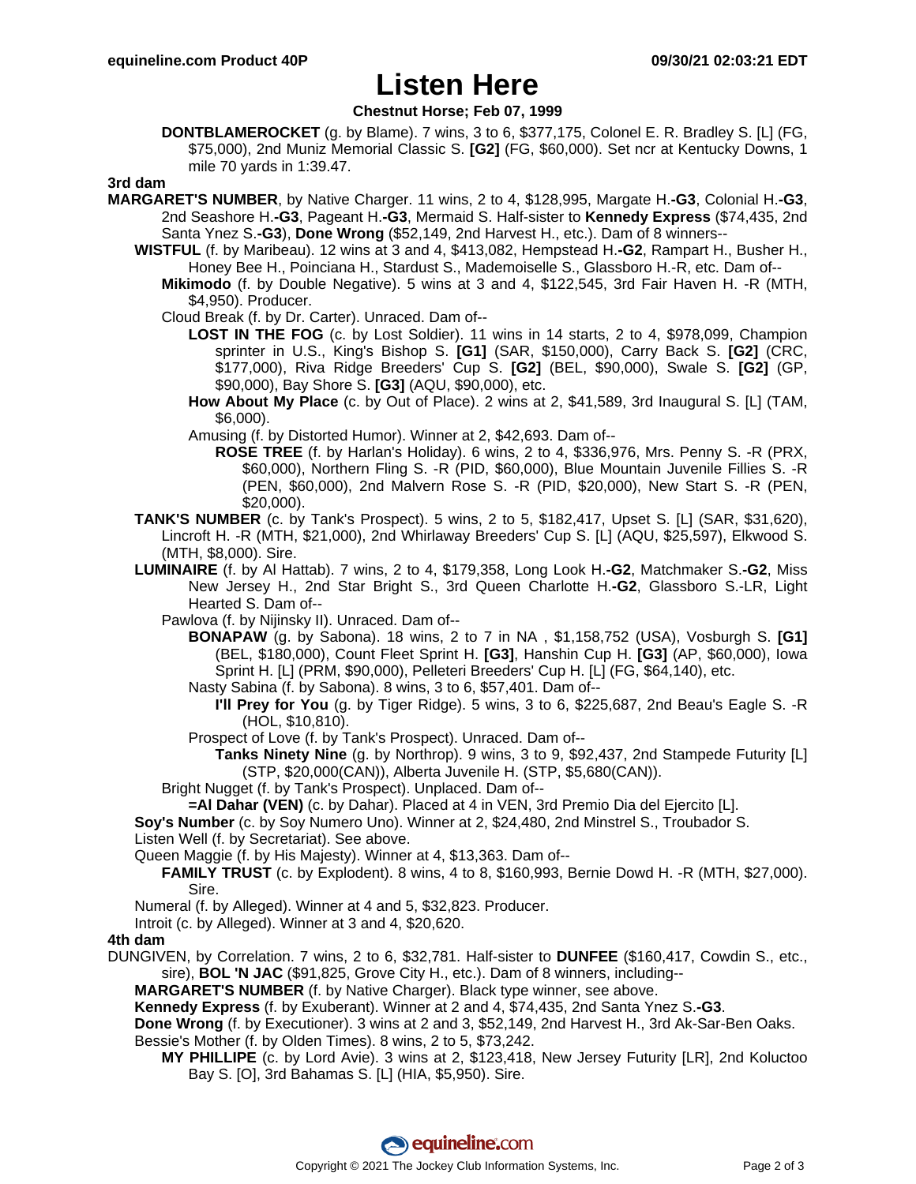# Listen Here

**Chestnut Horse; Feb 07, 1999**

**DONTBLAMEROCKET** (g. by Blame). 7 wins, 3 to 6, $377,175, Colonel E. R. Bradley S. [L] (FG, $75,000), 2nd Muniz Memorial Classic S. **[G2]** (FG, $60,000). Set ncr at Kentucky Downs, 1 mile 70 yards in 1:39.47.

**3rd dam**

**MARGARET'S NUMBER**, by Native Charger. 11 wins, 2 to 4, $128,995, Margate H.**-G3**, Colonial H.**-G3**, 2nd Seashore H.**-G3**, Pageant H.**-G3**, Mermaid S. Half-sister to **Kennedy Express** ($74,435, 2nd Santa Ynez S.**-G3**), **Done Wrong** ($52,149, 2nd Harvest H., etc.). Dam of 8 winners--

**WISTFUL** (f. by Maribeau). 12 wins at 3 and 4, $413,082, Hempstead H.**-G2**, Rampart H., Busher H., Honey Bee H., Poinciana H., Stardust S., Mademoiselle S., Glassboro H.-R, etc. Dam of--

**Mikimodo** (f. by Double Negative). 5 wins at 3 and 4, $122,545, 3rd Fair Haven H. -R (MTH, $4,950). Producer.

Cloud Break (f. by Dr. Carter). Unraced. Dam of--

**LOST IN THE FOG** (c. by Lost Soldier). 11 wins in 14 starts, 2 to 4, $978,099, Champion sprinter in U.S., King's Bishop S. **[G1]** (SAR, $150,000), Carry Back S. **[G2]** (CRC, $177,000), Riva Ridge Breeders' Cup S. **[G2]** (BEL, $90,000), Swale S. **[G2]** (GP, $90,000), Bay Shore S. **[G3]** (AQU, $90,000), etc.

**How About My Place** (c. by Out of Place). 2 wins at 2, $41,589, 3rd Inaugural S. [L] (TAM, $6,000).

Amusing (f. by Distorted Humor). Winner at 2, $42,693. Dam of--

**ROSE TREE** (f. by Harlan's Holiday). 6 wins, 2 to 4, $336,976, Mrs. Penny S. -R (PRX, $60,000), Northern Fling S. -R (PID, $60,000), Blue Mountain Juvenile Fillies S. -R (PEN, $60,000), 2nd Malvern Rose S. -R (PID, $20,000), New Start S. -R (PEN, $20,000).

**TANK'S NUMBER** (c. by Tank's Prospect). 5 wins, 2 to 5, $182,417, Upset S. [L] (SAR, $31,620), Lincroft H. -R (MTH, $21,000), 2nd Whirlaway Breeders' Cup S. [L] (AQU, $25,597), Elkwood S. (MTH, $8,000). Sire.

**LUMINAIRE** (f. by Al Hattab). 7 wins, 2 to 4, $179,358, Long Look H.**-G2**, Matchmaker S.**-G2**, Miss New Jersey H., 2nd Star Bright S., 3rd Queen Charlotte H.**-G2**, Glassboro S.-LR, Light Hearted S. Dam of--

Pawlova (f. by Nijinsky II). Unraced. Dam of--

**BONAPAW** (g. by Sabona). 18 wins, 2 to 7 in NA , $1,158,752 (USA), Vosburgh S. **[G1]** (BEL, $180,000), Count Fleet Sprint H. **[G3]**, Hanshin Cup H. **[G3]** (AP, $60,000), Iowa Sprint H. [L] (PRM, $90,000), Pelleteri Breeders' Cup H. [L] (FG, $64,140), etc.

Nasty Sabina (f. by Sabona). 8 wins, 3 to 6, $57,401. Dam of--

**I'll Prey for You** (g. by Tiger Ridge). 5 wins, 3 to 6, $225,687, 2nd Beau's Eagle S. -R (HOL, $10,810).

Prospect of Love (f. by Tank's Prospect). Unraced. Dam of--

**Tanks Ninety Nine** (g. by Northrop). 9 wins, 3 to 9, $92,437, 2nd Stampede Futurity [L] (STP, $20,000(CAN)), Alberta Juvenile H. (STP, $5,680(CAN)).

Bright Nugget (f. by Tank's Prospect). Unplaced. Dam of--

**=Al Dahar (VEN)** (c. by Dahar). Placed at 4 in VEN, 3rd Premio Dia del Ejercito [L].

**Soy's Number** (c. by Soy Numero Uno). Winner at 2, $24,480, 2nd Minstrel S., Troubador S.

Listen Well (f. by Secretariat). See above.

Queen Maggie (f. by His Majesty). Winner at 4, $13,363. Dam of--

**FAMILY TRUST** (c. by Explodent). 8 wins, 4 to 8, $160,993, Bernie Dowd H. -R (MTH, $27,000). Sire.

Numeral (f. by Alleged). Winner at 4 and 5, $32,823. Producer.

Introit (c. by Alleged). Winner at 3 and 4, $20,620.

**4th dam**

DUNGIVEN, by Correlation. 7 wins, 2 to 6, $32,781. Half-sister to **DUNFEE** ($160,417, Cowdin S., etc., sire), **BOL 'N JAC** ($91,825, Grove City H., etc.). Dam of 8 winners, including--

**MARGARET'S NUMBER** (f. by Native Charger). Black type winner, see above.

**Kennedy Express** (f. by Exuberant). Winner at 2 and 4, $74,435, 2nd Santa Ynez S.**-G3**.

**Done Wrong** (f. by Executioner). 3 wins at 2 and 3, $52,149, 2nd Harvest H., 3rd Ak-Sar-Ben Oaks.

Bessie's Mother (f. by Olden Times). 8 wins, 2 to 5, $73,242.

**MY PHILLIPE** (c. by Lord Avie). 3 wins at 2, $123,418, New Jersey Futurity [LR], 2nd Koluctoo Bay S. [O], 3rd Bahamas S. [L] (HIA, $5,950). Sire.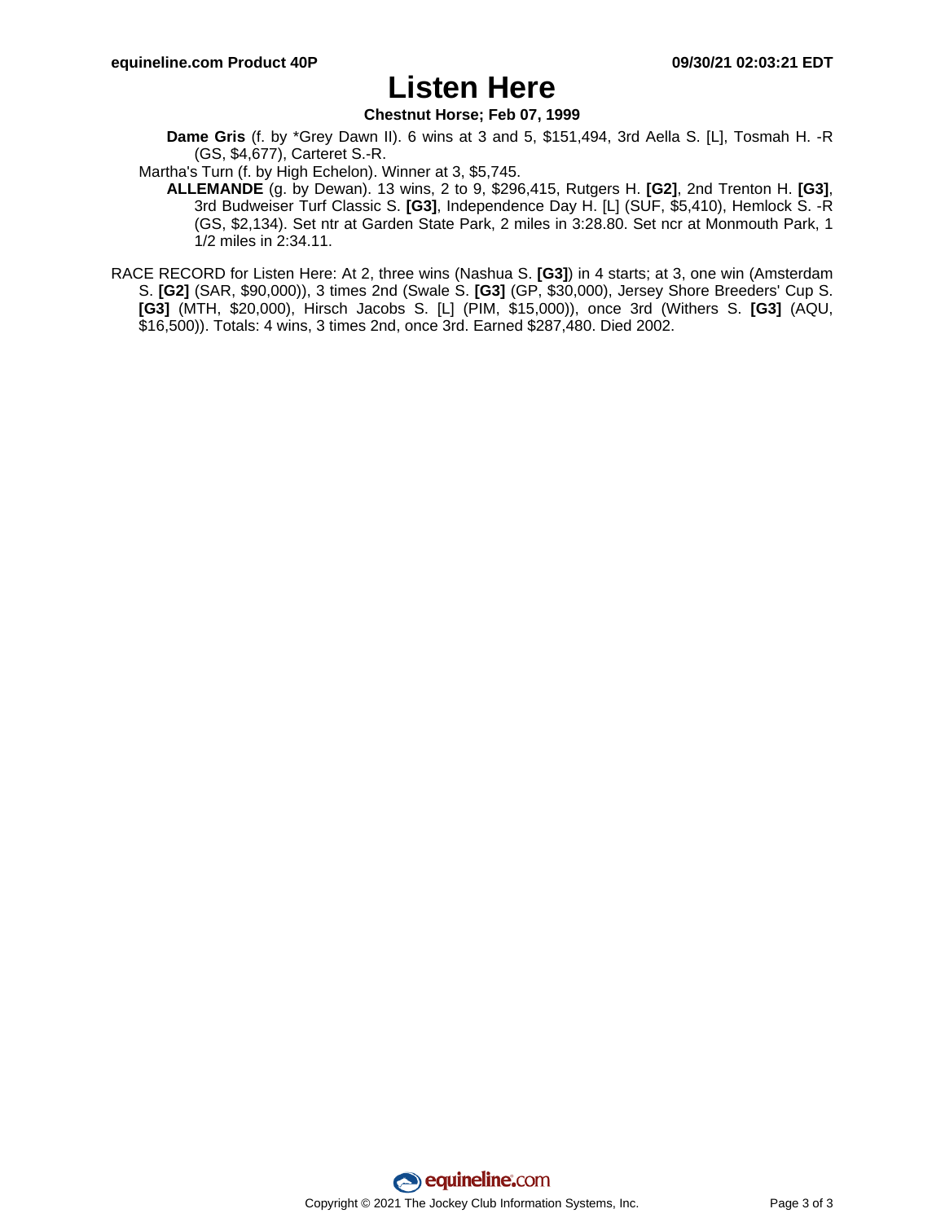# Listen Here

**Chestnut Horse; Feb 07, 1999**

**Dame Gris** (f. by *Grey Dawn II). 6 wins at 3 and 5, $151,494, 3rd Aella S. [L], Tosmah H. -R (GS, $4,677), Carteret S.-R.

Martha's Turn (f. by High Echelon). Winner at 3, $5,745.

**ALLEMANDE** (g. by Dewan). 13 wins, 2 to 9, $296,415, Rutgers H. **[G2]**, 2nd Trenton H. **[G3]**, 3rd Budweiser Turf Classic S. **[G3]**, Independence Day H. [L] (SUF, $5,410), Hemlock S. -R (GS, $2,134). Set ntr at Garden State Park, 2 miles in 3:28.80. Set ncr at Monmouth Park, 1 1/2 miles in 2:34.11.

RACE RECORD for Listen Here: At 2, three wins (Nashua S. **[G3]**) in 4 starts; at 3, one win (Amsterdam S. **[G2]** (SAR, $90,000)), 3 times 2nd (Swale S. **[G3]** (GP, $30,000), Jersey Shore Breeders' Cup S. **[G3]** (MTH, $20,000), Hirsch Jacobs S. [L] (PIM, $15,000)), once 3rd (Withers S. **[G3]** (AQU, $16,500)). Totals: 4 wins, 3 times 2nd, once 3rd. Earned $287,480. Died 2002.